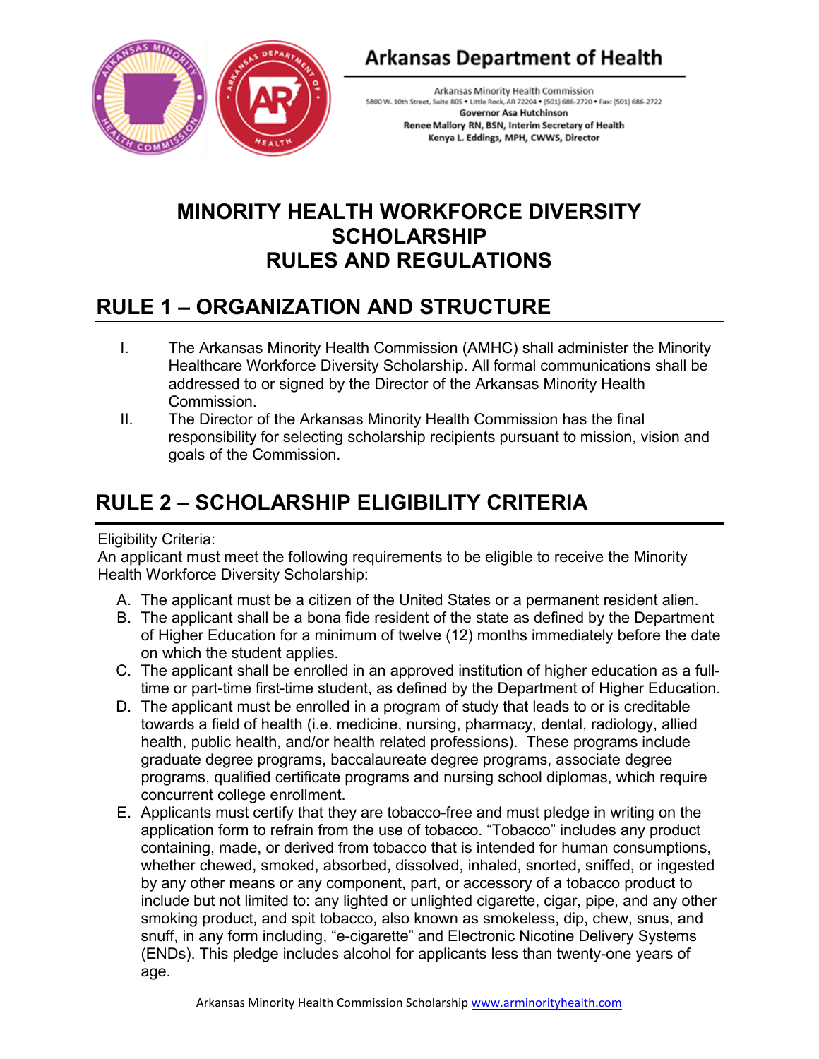## Arkansas Department of Health

Arkansas Minority Health Commission
5800 W. 10th Street, Suite 805 • Little Rock, AR 72204 • (501) 686-2720 • Fax: (501) 686-2722
**Governor Asa Hutchinson**
**Renee Mallory RN, BSN, Interim Secretary of Health**
**Kenya L. Eddings, MPH, CWWS, Director**

# MINORITY HEALTH WORKFORCE DIVERSITY SCHOLARSHIP RULES AND REGULATIONS

## RULE 1 – ORGANIZATION AND STRUCTURE

I. The Arkansas Minority Health Commission (AMHC) shall administer the Minority Healthcare Workforce Diversity Scholarship. All formal communications shall be addressed to or signed by the Director of the Arkansas Minority Health Commission.

II. The Director of the Arkansas Minority Health Commission has the final responsibility for selecting scholarship recipients pursuant to mission, vision and goals of the Commission.

## RULE 2 – SCHOLARSHIP ELIGIBILITY CRITERIA

Eligibility Criteria:
An applicant must meet the following requirements to be eligible to receive the Minority Health Workforce Diversity Scholarship:

A. The applicant must be a citizen of the United States or a permanent resident alien.
B. The applicant shall be a bona fide resident of the state as defined by the Department of Higher Education for a minimum of twelve (12) months immediately before the date on which the student applies.
C. The applicant shall be enrolled in an approved institution of higher education as a full-time or part-time first-time student, as defined by the Department of Higher Education.
D. The applicant must be enrolled in a program of study that leads to or is creditable towards a field of health (i.e. medicine, nursing, pharmacy, dental, radiology, allied health, public health, and/or health related professions). These programs include graduate degree programs, baccalaureate degree programs, associate degree programs, qualified certificate programs and nursing school diplomas, which require concurrent college enrollment.
E. Applicants must certify that they are tobacco-free and must pledge in writing on the application form to refrain from the use of tobacco. "Tobacco" includes any product containing, made, or derived from tobacco that is intended for human consumptions, whether chewed, smoked, absorbed, dissolved, inhaled, snorted, sniffed, or ingested by any other means or any component, part, or accessory of a tobacco product to include but not limited to: any lighted or unlighted cigarette, cigar, pipe, and any other smoking product, and spit tobacco, also known as smokeless, dip, chew, snus, and snuff, in any form including, "e-cigarette" and Electronic Nicotine Delivery Systems (ENDs). This pledge includes alcohol for applicants less than twenty-one years of age.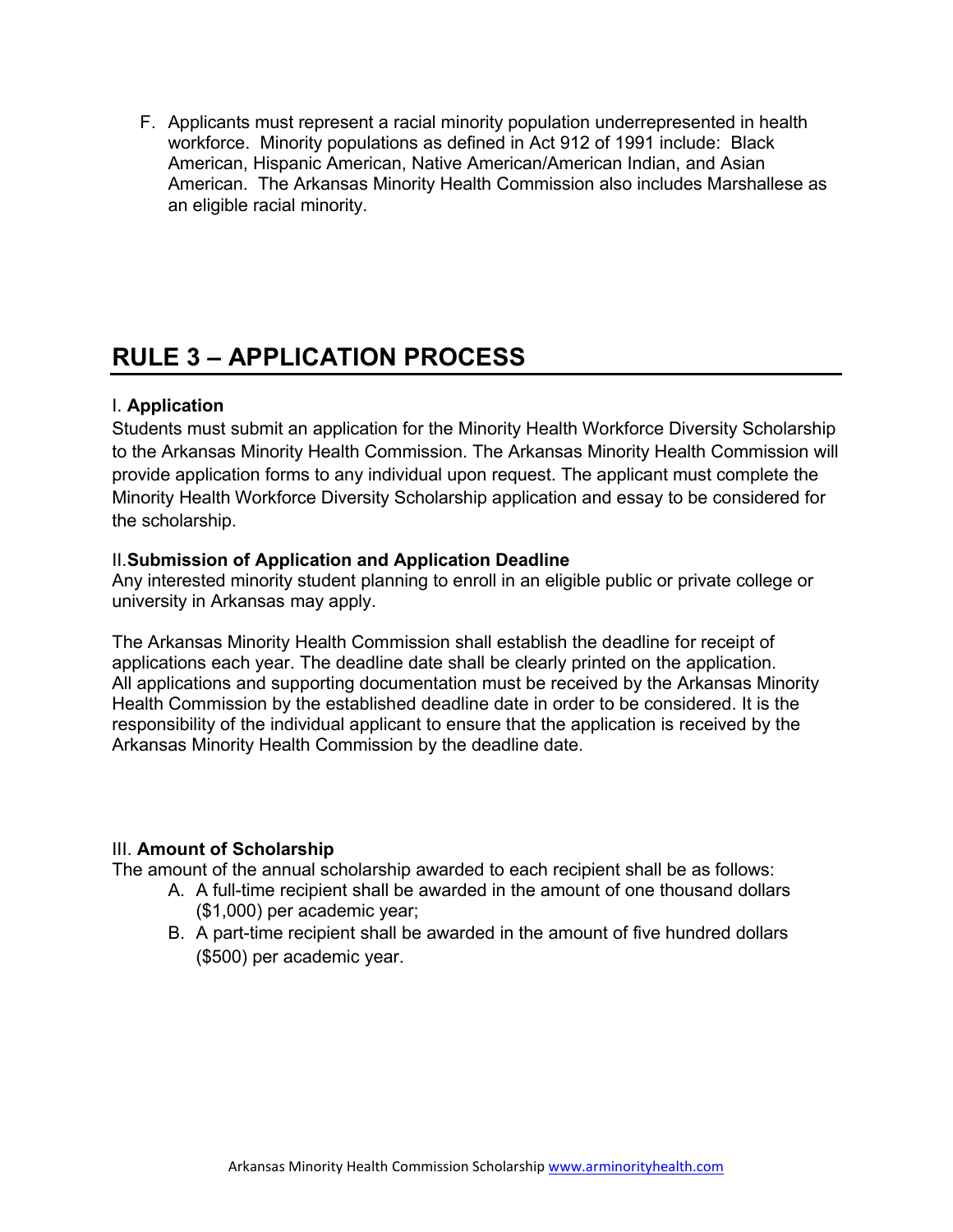F. Applicants must represent a racial minority population underrepresented in health workforce. Minority populations as defined in Act 912 of 1991 include: Black American, Hispanic American, Native American/American Indian, and Asian American. The Arkansas Minority Health Commission also includes Marshallese as an eligible racial minority.

## RULE 3 – APPLICATION PROCESS

I. **Application**
Students must submit an application for the Minority Health Workforce Diversity Scholarship to the Arkansas Minority Health Commission. The Arkansas Minority Health Commission will provide application forms to any individual upon request. The applicant must complete the Minority Health Workforce Diversity Scholarship application and essay to be considered for the scholarship.

II. **Submission of Application and Application Deadline**
Any interested minority student planning to enroll in an eligible public or private college or university in Arkansas may apply.

The Arkansas Minority Health Commission shall establish the deadline for receipt of applications each year. The deadline date shall be clearly printed on the application. All applications and supporting documentation must be received by the Arkansas Minority Health Commission by the established deadline date in order to be considered. It is the responsibility of the individual applicant to ensure that the application is received by the Arkansas Minority Health Commission by the deadline date.

III. **Amount of Scholarship**
The amount of the annual scholarship awarded to each recipient shall be as follows:

A. A full-time recipient shall be awarded in the amount of one thousand dollars ($1,000) per academic year;
B. A part-time recipient shall be awarded in the amount of five hundred dollars ($500) per academic year.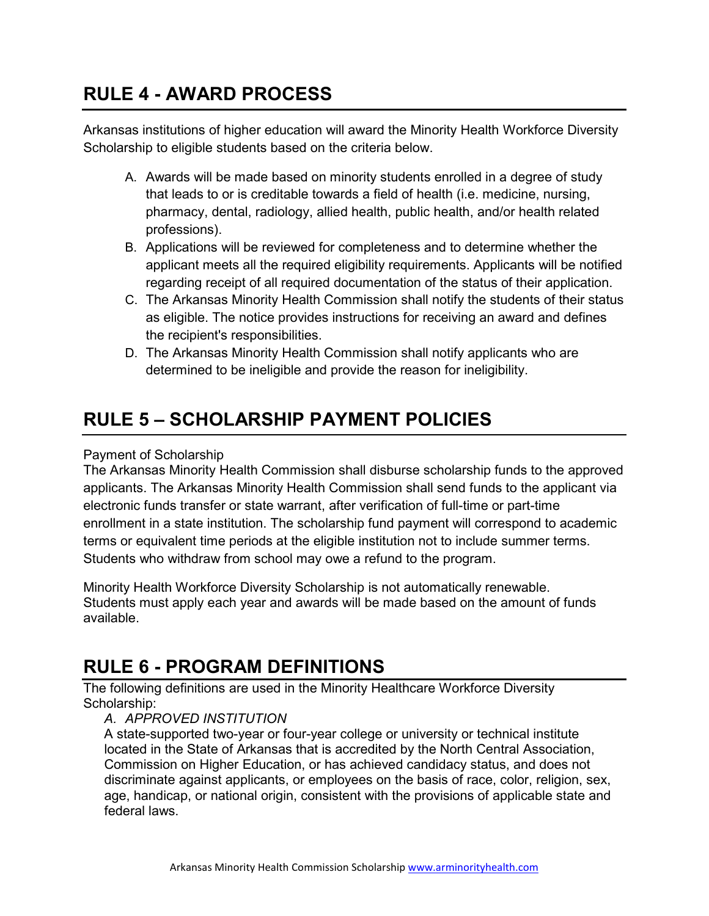## RULE 4 - AWARD PROCESS

Arkansas institutions of higher education will award the Minority Health Workforce Diversity Scholarship to eligible students based on the criteria below.

A. Awards will be made based on minority students enrolled in a degree of study that leads to or is creditable towards a field of health (i.e. medicine, nursing, pharmacy, dental, radiology, allied health, public health, and/or health related professions).
B. Applications will be reviewed for completeness and to determine whether the applicant meets all the required eligibility requirements. Applicants will be notified regarding receipt of all required documentation of the status of their application.
C. The Arkansas Minority Health Commission shall notify the students of their status as eligible. The notice provides instructions for receiving an award and defines the recipient's responsibilities.
D. The Arkansas Minority Health Commission shall notify applicants who are determined to be ineligible and provide the reason for ineligibility.

## RULE 5 – SCHOLARSHIP PAYMENT POLICIES

Payment of Scholarship
The Arkansas Minority Health Commission shall disburse scholarship funds to the approved applicants. The Arkansas Minority Health Commission shall send funds to the applicant via electronic funds transfer or state warrant, after verification of full-time or part-time enrollment in a state institution. The scholarship fund payment will correspond to academic terms or equivalent time periods at the eligible institution not to include summer terms. Students who withdraw from school may owe a refund to the program.

Minority Health Workforce Diversity Scholarship is not automatically renewable. Students must apply each year and awards will be made based on the amount of funds available.

## RULE 6 - PROGRAM DEFINITIONS

The following definitions are used in the Minority Healthcare Workforce Diversity Scholarship:

*A. APPROVED INSTITUTION*

A state-supported two-year or four-year college or university or technical institute located in the State of Arkansas that is accredited by the North Central Association, Commission on Higher Education, or has achieved candidacy status, and does not discriminate against applicants, or employees on the basis of race, color, religion, sex, age, handicap, or national origin, consistent with the provisions of applicable state and federal laws.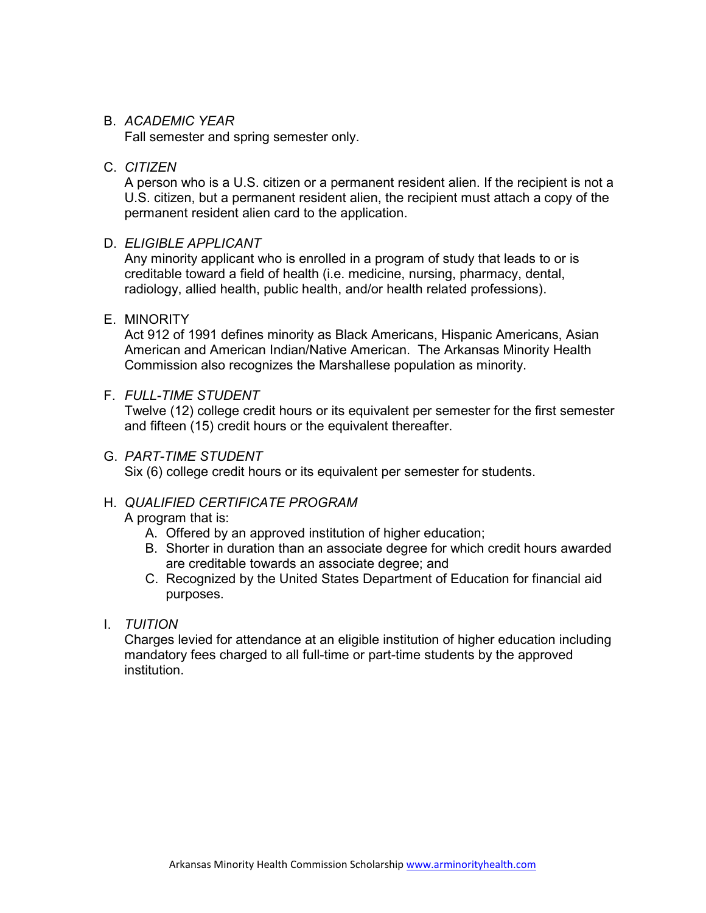B. *ACADEMIC YEAR*
   Fall semester and spring semester only.

C. *CITIZEN*
   A person who is a U.S. citizen or a permanent resident alien. If the recipient is not a U.S. citizen, but a permanent resident alien, the recipient must attach a copy of the permanent resident alien card to the application.

D. *ELIGIBLE APPLICANT*
   Any minority applicant who is enrolled in a program of study that leads to or is creditable toward a field of health (i.e. medicine, nursing, pharmacy, dental, radiology, allied health, public health, and/or health related professions).

E. MINORITY
   Act 912 of 1991 defines minority as Black Americans, Hispanic Americans, Asian American and American Indian/Native American. The Arkansas Minority Health Commission also recognizes the Marshallese population as minority.

F. *FULL-TIME STUDENT*
   Twelve (12) college credit hours or its equivalent per semester for the first semester and fifteen (15) credit hours or the equivalent thereafter.

G. *PART-TIME STUDENT*
   Six (6) college credit hours or its equivalent per semester for students.

H. *QUALIFIED CERTIFICATE PROGRAM*
   A program that is:
   A. Offered by an approved institution of higher education;
   B. Shorter in duration than an associate degree for which credit hours awarded are creditable towards an associate degree; and
   C. Recognized by the United States Department of Education for financial aid purposes.

I. *TUITION*
   Charges levied for attendance at an eligible institution of higher education including mandatory fees charged to all full-time or part-time students by the approved institution.